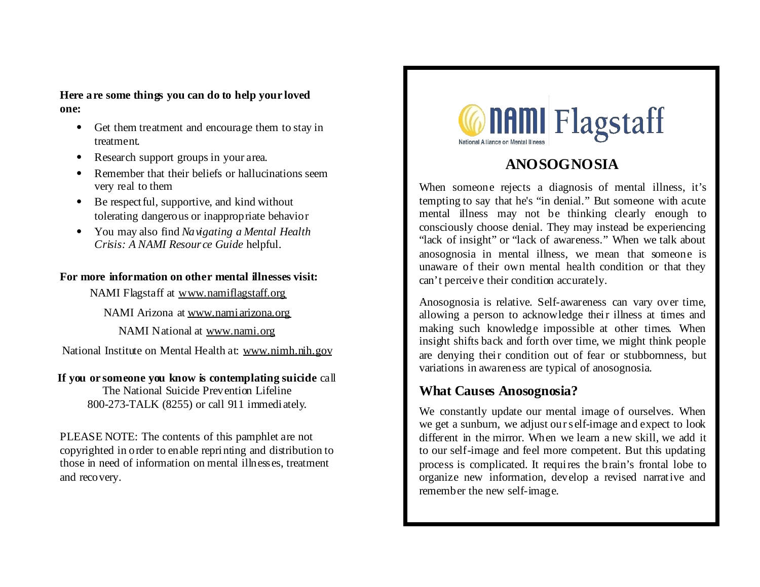**Here are some things you can do to help your loved one:**

- Get them treatment and encourage them to stay in treatment.
- Research support groups in your area.
- Remember that their beliefs or hallucinations seem very real to them
- Be respectful, supportive, and kind without tolerating dangerous or inappropriate behavior
- You may also find *Navigating a Mental Health Crisis: A NAMI Resource Guide* helpful.

**For more information on other mental illnesses visit:**

NAMI Flagstaff at www.namiflagstaff.org

NAMI Arizona at www.namiarizona.org

NAMI National at www.nami.org

National Institute on Mental Health at: www.nimh.nih.gov

**If you or someone you know is contemplating suicide** call The National Suicide Prevention Lifeline 800-273-TALK (8255) or call 911 immediately.

PLEASE NOTE: The contents of this pamphlet are not copyrighted in order to enable reprinting and distribution to those in need of information on mental illnesses, treatment and recovery.

NAMI Flagstaff

National Alliance on Mental Illness

# ANOSOGNOSIA

When someone rejects a diagnosis of mental illness, it's tempting to say that he's "in denial." But someone with acute mental illness may not be thinking clearly enough to consciously choose denial. They may instead be experiencing "lack of insight" or "lack of awareness." When we talk about anosognosia in mental illness, we mean that someone is unaware of their own mental health condition or that they can't perceive their condition accurately.

Anosognosia is relative. Self-awareness can vary over time, allowing a person to acknowledge their illness at times and making such knowledge impossible at other times. When insight shifts back and forth over time, we might think people are denying their condition out of fear or stubbornness, but variations in awareness are typical of anosognosia.

## What Causes Anosognosia?

We constantly update our mental image of ourselves. When we get a sunburn, we adjust our self-image and expect to look different in the mirror. When we learn a new skill, we add it to our self-image and feel more competent. But this updating process is complicated. It requires the brain's frontal lobe to organize new information, develop a revised narrative and remember the new self-image.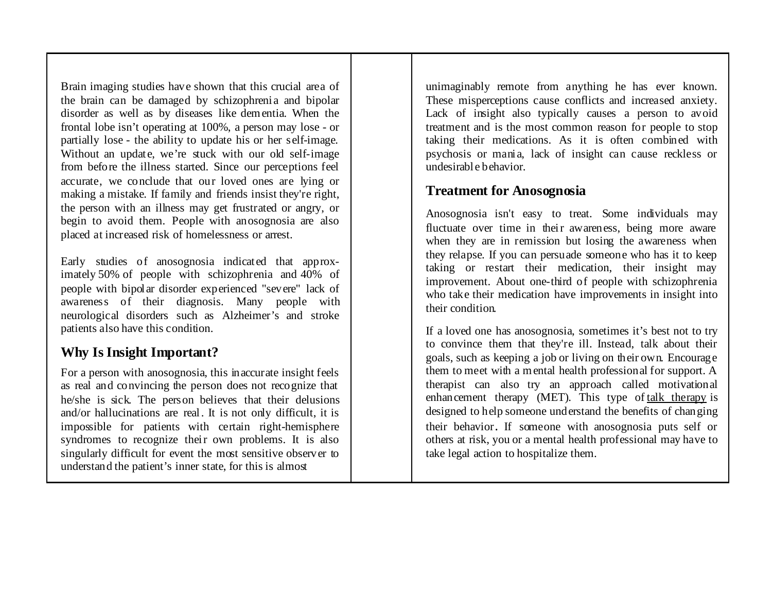Brain imaging studies have shown that this crucial area of the brain can be damaged by schizophrenia and bipolar disorder as well as by diseases like dementia. When the frontal lobe isn't operating at 100%, a person may lose - or partially lose - the ability to update his or her self-image. Without an update, we're stuck with our old self-image from before the illness started. Since our perceptions feel accurate, we conclude that our loved ones are lying or making a mistake. If family and friends insist they're right, the person with an illness may get frustrated or angry, or begin to avoid them. People with anosognosia are also placed at increased risk of homelessness or arrest.

Early studies of anosognosia indicated that approximately 50% of people with schizophrenia and 40% of people with bipolar disorder experienced "severe" lack of awareness of their diagnosis. Many people with neurological disorders such as Alzheimer's and stroke patients also have this condition.

## Why Is Insight Important?

For a person with anosognosia, this inaccurate insight feels as real and convincing the person does not recognize that he/she is sick. The person believes that their delusions and/or hallucinations are real. It is not only difficult, it is impossible for patients with certain right-hemisphere syndromes to recognize their own problems. It is also singularly difficult for event the most sensitive observer to understand the patient's inner state, for this is almost unimaginably remote from anything he has ever known. These misperceptions cause conflicts and increased anxiety. Lack of insight also typically causes a person to avoid treatment and is the most common reason for people to stop taking their medications. As it is often combined with psychosis or mania, lack of insight can cause reckless or undesirable behavior.

## Treatment for Anosognosia

Anosognosia isn't easy to treat. Some individuals may fluctuate over time in their awareness, being more aware when they are in remission but losing the awareness when they relapse. If you can persuade someone who has it to keep taking or restart their medication, their insight may improvement. About one-third of people with schizophrenia who take their medication have improvements in insight into their condition.

If a loved one has anosognosia, sometimes it's best not to try to convince them that they're ill. Instead, talk about their goals, such as keeping a job or living on their own. Encourage them to meet with a mental health professional for support. A therapist can also try an approach called motivational enhancement therapy (MET). This type of talk therapy is designed to help someone understand the benefits of changing their behavior. If someone with anosognosia puts self or others at risk, you or a mental health professional may have to take legal action to hospitalize them.